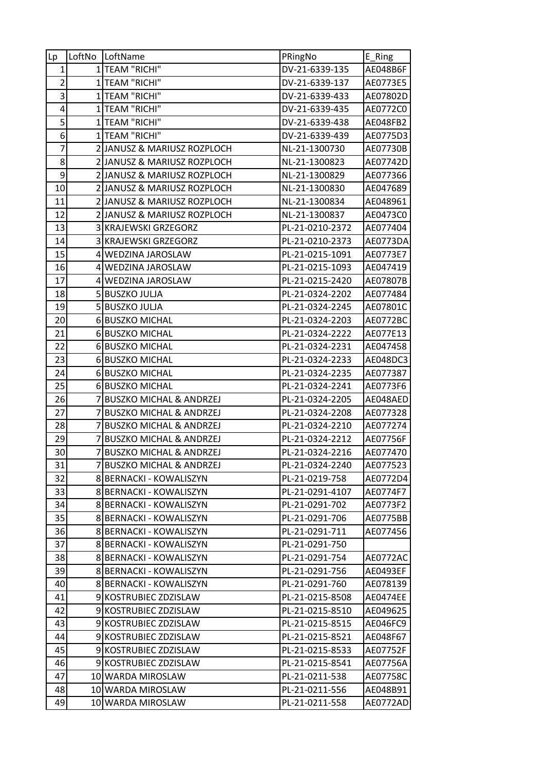| Lp | LoftNo | LoftName | PRingNo | E_Ring |
|---|---|---|---|---|
| 1 | 1 | TEAM "RICHI" | DV-21-6339-135 | AE048B6F |
| 2 | 1 | TEAM "RICHI" | DV-21-6339-137 | AE0773E5 |
| 3 | 1 | TEAM "RICHI" | DV-21-6339-433 | AE07802D |
| 4 | 1 | TEAM "RICHI" | DV-21-6339-435 | AE0772C0 |
| 5 | 1 | TEAM "RICHI" | DV-21-6339-438 | AE048FB2 |
| 6 | 1 | TEAM "RICHI" | DV-21-6339-439 | AE0775D3 |
| 7 | 2 | JANUSZ & MARIUSZ ROZPLOCH | NL-21-1300730 | AE07730B |
| 8 | 2 | JANUSZ & MARIUSZ ROZPLOCH | NL-21-1300823 | AE07742D |
| 9 | 2 | JANUSZ & MARIUSZ ROZPLOCH | NL-21-1300829 | AE077366 |
| 10 | 2 | JANUSZ & MARIUSZ ROZPLOCH | NL-21-1300830 | AE047689 |
| 11 | 2 | JANUSZ & MARIUSZ ROZPLOCH | NL-21-1300834 | AE048961 |
| 12 | 2 | JANUSZ & MARIUSZ ROZPLOCH | NL-21-1300837 | AE0473C0 |
| 13 | 3 | KRAJEWSKI GRZEGORZ | PL-21-0210-2372 | AE077404 |
| 14 | 3 | KRAJEWSKI GRZEGORZ | PL-21-0210-2373 | AE0773DA |
| 15 | 4 | WEDZINA JAROSLAW | PL-21-0215-1091 | AE0773E7 |
| 16 | 4 | WEDZINA JAROSLAW | PL-21-0215-1093 | AE047419 |
| 17 | 4 | WEDZINA JAROSLAW | PL-21-0215-2420 | AE07807B |
| 18 | 5 | BUSZKO JULJA | PL-21-0324-2202 | AE077484 |
| 19 | 5 | BUSZKO JULJA | PL-21-0324-2245 | AE07801C |
| 20 | 6 | BUSZKO MICHAL | PL-21-0324-2203 | AE0772BC |
| 21 | 6 | BUSZKO MICHAL | PL-21-0324-2222 | AE077E13 |
| 22 | 6 | BUSZKO MICHAL | PL-21-0324-2231 | AE047458 |
| 23 | 6 | BUSZKO MICHAL | PL-21-0324-2233 | AE048DC3 |
| 24 | 6 | BUSZKO MICHAL | PL-21-0324-2235 | AE077387 |
| 25 | 6 | BUSZKO MICHAL | PL-21-0324-2241 | AE0773F6 |
| 26 | 7 | BUSZKO MICHAL & ANDRZEJ | PL-21-0324-2205 | AE048AED |
| 27 | 7 | BUSZKO MICHAL & ANDRZEJ | PL-21-0324-2208 | AE077328 |
| 28 | 7 | BUSZKO MICHAL & ANDRZEJ | PL-21-0324-2210 | AE077274 |
| 29 | 7 | BUSZKO MICHAL & ANDRZEJ | PL-21-0324-2212 | AE07756F |
| 30 | 7 | BUSZKO MICHAL & ANDRZEJ | PL-21-0324-2216 | AE077470 |
| 31 | 7 | BUSZKO MICHAL & ANDRZEJ | PL-21-0324-2240 | AE077523 |
| 32 | 8 | BERNACKI - KOWALISZYN | PL-21-0219-758 | AE0772D4 |
| 33 | 8 | BERNACKI - KOWALISZYN | PL-21-0291-4107 | AE0774F7 |
| 34 | 8 | BERNACKI - KOWALISZYN | PL-21-0291-702 | AE0773F2 |
| 35 | 8 | BERNACKI - KOWALISZYN | PL-21-0291-706 | AE0775BB |
| 36 | 8 | BERNACKI - KOWALISZYN | PL-21-0291-711 | AE077456 |
| 37 | 8 | BERNACKI - KOWALISZYN | PL-21-0291-750 | |
| 38 | 8 | BERNACKI - KOWALISZYN | PL-21-0291-754 | AE0772AC |
| 39 | 8 | BERNACKI - KOWALISZYN | PL-21-0291-756 | AE0493EF |
| 40 | 8 | BERNACKI - KOWALISZYN | PL-21-0291-760 | AE078139 |
| 41 | 9 | KOSTRUBIEC ZDZISLAW | PL-21-0215-8508 | AE0474EE |
| 42 | 9 | KOSTRUBIEC ZDZISLAW | PL-21-0215-8510 | AE049625 |
| 43 | 9 | KOSTRUBIEC ZDZISLAW | PL-21-0215-8515 | AE046FC9 |
| 44 | 9 | KOSTRUBIEC ZDZISLAW | PL-21-0215-8521 | AE048F67 |
| 45 | 9 | KOSTRUBIEC ZDZISLAW | PL-21-0215-8533 | AE07752F |
| 46 | 9 | KOSTRUBIEC ZDZISLAW | PL-21-0215-8541 | AE07756A |
| 47 | 10 | WARDA MIROSLAW | PL-21-0211-538 | AE07758C |
| 48 | 10 | WARDA MIROSLAW | PL-21-0211-556 | AE048B91 |
| 49 | 10 | WARDA MIROSLAW | PL-21-0211-558 | AE0772AD |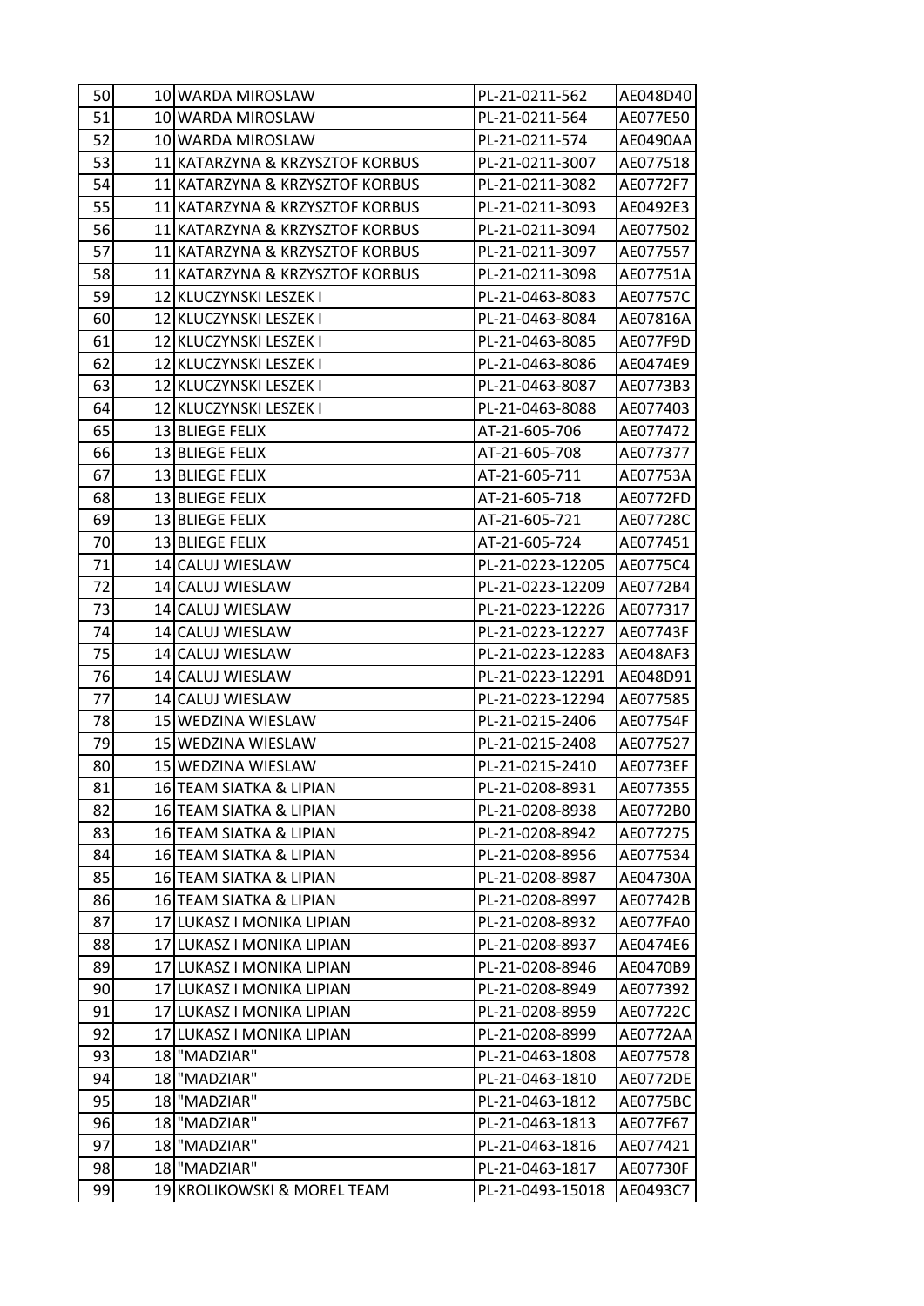| 50 | 10 | WARDA MIROSLAW | PL-21-0211-562 | AE048D40 |
|---|---|---|---|---|
| 51 | 10 | WARDA MIROSLAW | PL-21-0211-564 | AE077E50 |
| 52 | 10 | WARDA MIROSLAW | PL-21-0211-574 | AE0490AA |
| 53 | 11 | KATARZYNA & KRZYSZTOF KORBUS | PL-21-0211-3007 | AE077518 |
| 54 | 11 | KATARZYNA & KRZYSZTOF KORBUS | PL-21-0211-3082 | AE0772F7 |
| 55 | 11 | KATARZYNA & KRZYSZTOF KORBUS | PL-21-0211-3093 | AE0492E3 |
| 56 | 11 | KATARZYNA & KRZYSZTOF KORBUS | PL-21-0211-3094 | AE077502 |
| 57 | 11 | KATARZYNA & KRZYSZTOF KORBUS | PL-21-0211-3097 | AE077557 |
| 58 | 11 | KATARZYNA & KRZYSZTOF KORBUS | PL-21-0211-3098 | AE07751A |
| 59 | 12 | KLUCZYNSKI LESZEK I | PL-21-0463-8083 | AE07757C |
| 60 | 12 | KLUCZYNSKI LESZEK I | PL-21-0463-8084 | AE07816A |
| 61 | 12 | KLUCZYNSKI LESZEK I | PL-21-0463-8085 | AE077F9D |
| 62 | 12 | KLUCZYNSKI LESZEK I | PL-21-0463-8086 | AE0474E9 |
| 63 | 12 | KLUCZYNSKI LESZEK I | PL-21-0463-8087 | AE0773B3 |
| 64 | 12 | KLUCZYNSKI LESZEK I | PL-21-0463-8088 | AE077403 |
| 65 | 13 | BLIEGE FELIX | AT-21-605-706 | AE077472 |
| 66 | 13 | BLIEGE FELIX | AT-21-605-708 | AE077377 |
| 67 | 13 | BLIEGE FELIX | AT-21-605-711 | AE07753A |
| 68 | 13 | BLIEGE FELIX | AT-21-605-718 | AE0772FD |
| 69 | 13 | BLIEGE FELIX | AT-21-605-721 | AE07728C |
| 70 | 13 | BLIEGE FELIX | AT-21-605-724 | AE077451 |
| 71 | 14 | CALUJ WIESLAW | PL-21-0223-12205 | AE0775C4 |
| 72 | 14 | CALUJ WIESLAW | PL-21-0223-12209 | AE0772B4 |
| 73 | 14 | CALUJ WIESLAW | PL-21-0223-12226 | AE077317 |
| 74 | 14 | CALUJ WIESLAW | PL-21-0223-12227 | AE07743F |
| 75 | 14 | CALUJ WIESLAW | PL-21-0223-12283 | AE048AF3 |
| 76 | 14 | CALUJ WIESLAW | PL-21-0223-12291 | AE048D91 |
| 77 | 14 | CALUJ WIESLAW | PL-21-0223-12294 | AE077585 |
| 78 | 15 | WEDZINA WIESLAW | PL-21-0215-2406 | AE07754F |
| 79 | 15 | WEDZINA WIESLAW | PL-21-0215-2408 | AE077527 |
| 80 | 15 | WEDZINA WIESLAW | PL-21-0215-2410 | AE0773EF |
| 81 | 16 | TEAM SIATKA & LIPIAN | PL-21-0208-8931 | AE077355 |
| 82 | 16 | TEAM SIATKA & LIPIAN | PL-21-0208-8938 | AE0772B0 |
| 83 | 16 | TEAM SIATKA & LIPIAN | PL-21-0208-8942 | AE077275 |
| 84 | 16 | TEAM SIATKA & LIPIAN | PL-21-0208-8956 | AE077534 |
| 85 | 16 | TEAM SIATKA & LIPIAN | PL-21-0208-8987 | AE04730A |
| 86 | 16 | TEAM SIATKA & LIPIAN | PL-21-0208-8997 | AE07742B |
| 87 | 17 | LUKASZ I MONIKA LIPIAN | PL-21-0208-8932 | AE077FA0 |
| 88 | 17 | LUKASZ I MONIKA LIPIAN | PL-21-0208-8937 | AE0474E6 |
| 89 | 17 | LUKASZ I MONIKA LIPIAN | PL-21-0208-8946 | AE0470B9 |
| 90 | 17 | LUKASZ I MONIKA LIPIAN | PL-21-0208-8949 | AE077392 |
| 91 | 17 | LUKASZ I MONIKA LIPIAN | PL-21-0208-8959 | AE07722C |
| 92 | 17 | LUKASZ I MONIKA LIPIAN | PL-21-0208-8999 | AE0772AA |
| 93 | 18 | "MADZIAR" | PL-21-0463-1808 | AE077578 |
| 94 | 18 | "MADZIAR" | PL-21-0463-1810 | AE0772DE |
| 95 | 18 | "MADZIAR" | PL-21-0463-1812 | AE0775BC |
| 96 | 18 | "MADZIAR" | PL-21-0463-1813 | AE077F67 |
| 97 | 18 | "MADZIAR" | PL-21-0463-1816 | AE077421 |
| 98 | 18 | "MADZIAR" | PL-21-0463-1817 | AE07730F |
| 99 | 19 | KROLIKOWSKI & MOREL TEAM | PL-21-0493-15018 | AE0493C7 |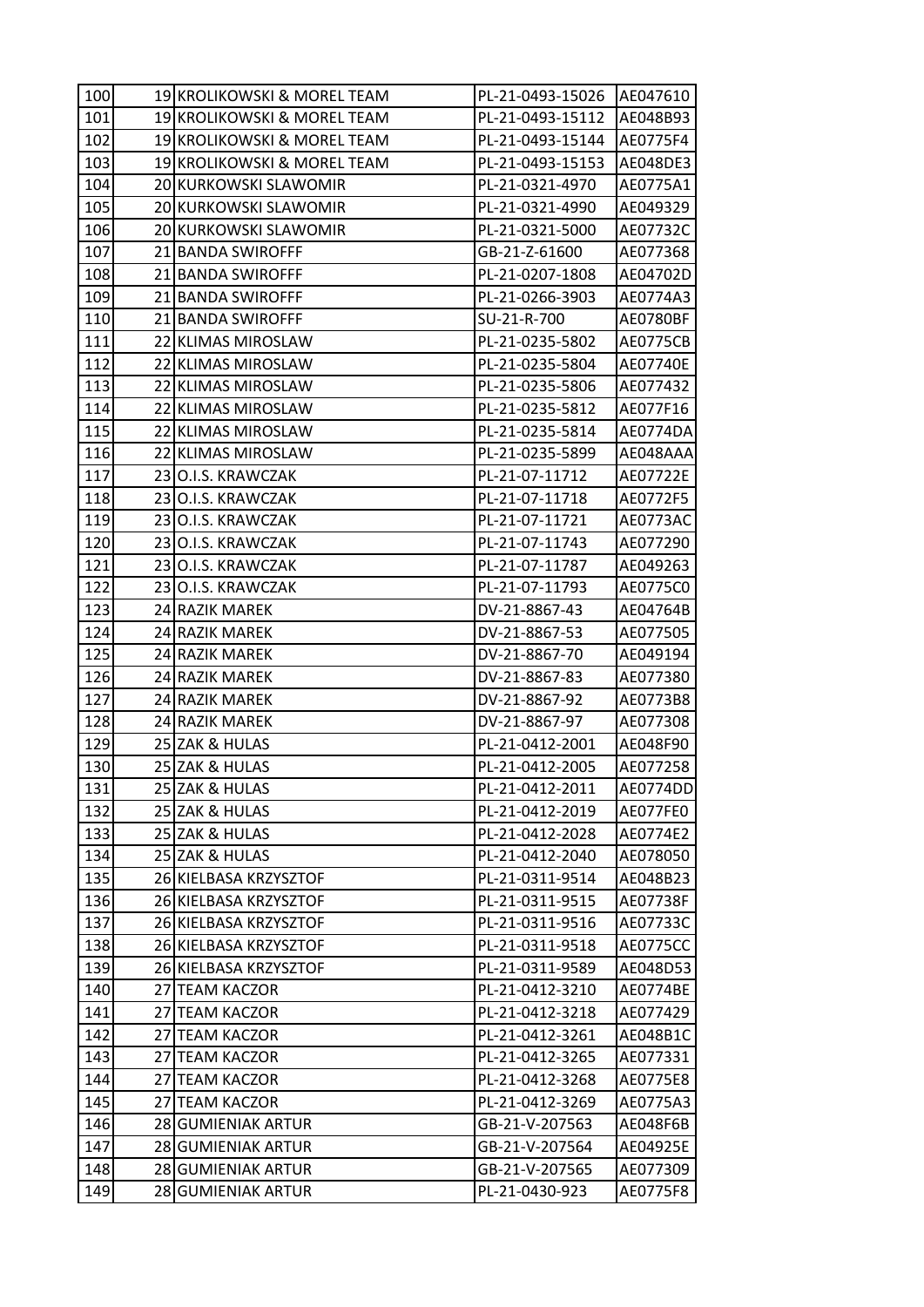| | | | | |
|---|---|---|---|---|
| 100 | 19 | KROLIKOWSKI & MOREL TEAM | PL-21-0493-15026 | AE047610 |
| 101 | 19 | KROLIKOWSKI & MOREL TEAM | PL-21-0493-15112 | AE048B93 |
| 102 | 19 | KROLIKOWSKI & MOREL TEAM | PL-21-0493-15144 | AE0775F4 |
| 103 | 19 | KROLIKOWSKI & MOREL TEAM | PL-21-0493-15153 | AE048DE3 |
| 104 | 20 | KURKOWSKI SLAWOMIR | PL-21-0321-4970 | AE0775A1 |
| 105 | 20 | KURKOWSKI SLAWOMIR | PL-21-0321-4990 | AE049329 |
| 106 | 20 | KURKOWSKI SLAWOMIR | PL-21-0321-5000 | AE07732C |
| 107 | 21 | BANDA SWIROFFF | GB-21-Z-61600 | AE077368 |
| 108 | 21 | BANDA SWIROFFF | PL-21-0207-1808 | AE04702D |
| 109 | 21 | BANDA SWIROFFF | PL-21-0266-3903 | AE0774A3 |
| 110 | 21 | BANDA SWIROFFF | SU-21-R-700 | AE0780BF |
| 111 | 22 | KLIMAS MIROSLAW | PL-21-0235-5802 | AE0775CB |
| 112 | 22 | KLIMAS MIROSLAW | PL-21-0235-5804 | AE07740E |
| 113 | 22 | KLIMAS MIROSLAW | PL-21-0235-5806 | AE077432 |
| 114 | 22 | KLIMAS MIROSLAW | PL-21-0235-5812 | AE077F16 |
| 115 | 22 | KLIMAS MIROSLAW | PL-21-0235-5814 | AE0774DA |
| 116 | 22 | KLIMAS MIROSLAW | PL-21-0235-5899 | AE048AAA |
| 117 | 23 | O.I.S. KRAWCZAK | PL-21-07-11712 | AE07722E |
| 118 | 23 | O.I.S. KRAWCZAK | PL-21-07-11718 | AE0772F5 |
| 119 | 23 | O.I.S. KRAWCZAK | PL-21-07-11721 | AE0773AC |
| 120 | 23 | O.I.S. KRAWCZAK | PL-21-07-11743 | AE077290 |
| 121 | 23 | O.I.S. KRAWCZAK | PL-21-07-11787 | AE049263 |
| 122 | 23 | O.I.S. KRAWCZAK | PL-21-07-11793 | AE0775C0 |
| 123 | 24 | RAZIK MAREK | DV-21-8867-43 | AE04764B |
| 124 | 24 | RAZIK MAREK | DV-21-8867-53 | AE077505 |
| 125 | 24 | RAZIK MAREK | DV-21-8867-70 | AE049194 |
| 126 | 24 | RAZIK MAREK | DV-21-8867-83 | AE077380 |
| 127 | 24 | RAZIK MAREK | DV-21-8867-92 | AE0773B8 |
| 128 | 24 | RAZIK MAREK | DV-21-8867-97 | AE077308 |
| 129 | 25 | ZAK & HULAS | PL-21-0412-2001 | AE048F90 |
| 130 | 25 | ZAK & HULAS | PL-21-0412-2005 | AE077258 |
| 131 | 25 | ZAK & HULAS | PL-21-0412-2011 | AE0774DD |
| 132 | 25 | ZAK & HULAS | PL-21-0412-2019 | AE077FE0 |
| 133 | 25 | ZAK & HULAS | PL-21-0412-2028 | AE0774E2 |
| 134 | 25 | ZAK & HULAS | PL-21-0412-2040 | AE078050 |
| 135 | 26 | KIELBASA KRZYSZTOF | PL-21-0311-9514 | AE048B23 |
| 136 | 26 | KIELBASA KRZYSZTOF | PL-21-0311-9515 | AE07738F |
| 137 | 26 | KIELBASA KRZYSZTOF | PL-21-0311-9516 | AE07733C |
| 138 | 26 | KIELBASA KRZYSZTOF | PL-21-0311-9518 | AE0775CC |
| 139 | 26 | KIELBASA KRZYSZTOF | PL-21-0311-9589 | AE048D53 |
| 140 | 27 | TEAM KACZOR | PL-21-0412-3210 | AE0774BE |
| 141 | 27 | TEAM KACZOR | PL-21-0412-3218 | AE077429 |
| 142 | 27 | TEAM KACZOR | PL-21-0412-3261 | AE048B1C |
| 143 | 27 | TEAM KACZOR | PL-21-0412-3265 | AE077331 |
| 144 | 27 | TEAM KACZOR | PL-21-0412-3268 | AE0775E8 |
| 145 | 27 | TEAM KACZOR | PL-21-0412-3269 | AE0775A3 |
| 146 | 28 | GUMIENIAK ARTUR | GB-21-V-207563 | AE048F6B |
| 147 | 28 | GUMIENIAK ARTUR | GB-21-V-207564 | AE04925E |
| 148 | 28 | GUMIENIAK ARTUR | GB-21-V-207565 | AE077309 |
| 149 | 28 | GUMIENIAK ARTUR | PL-21-0430-923 | AE0775F8 |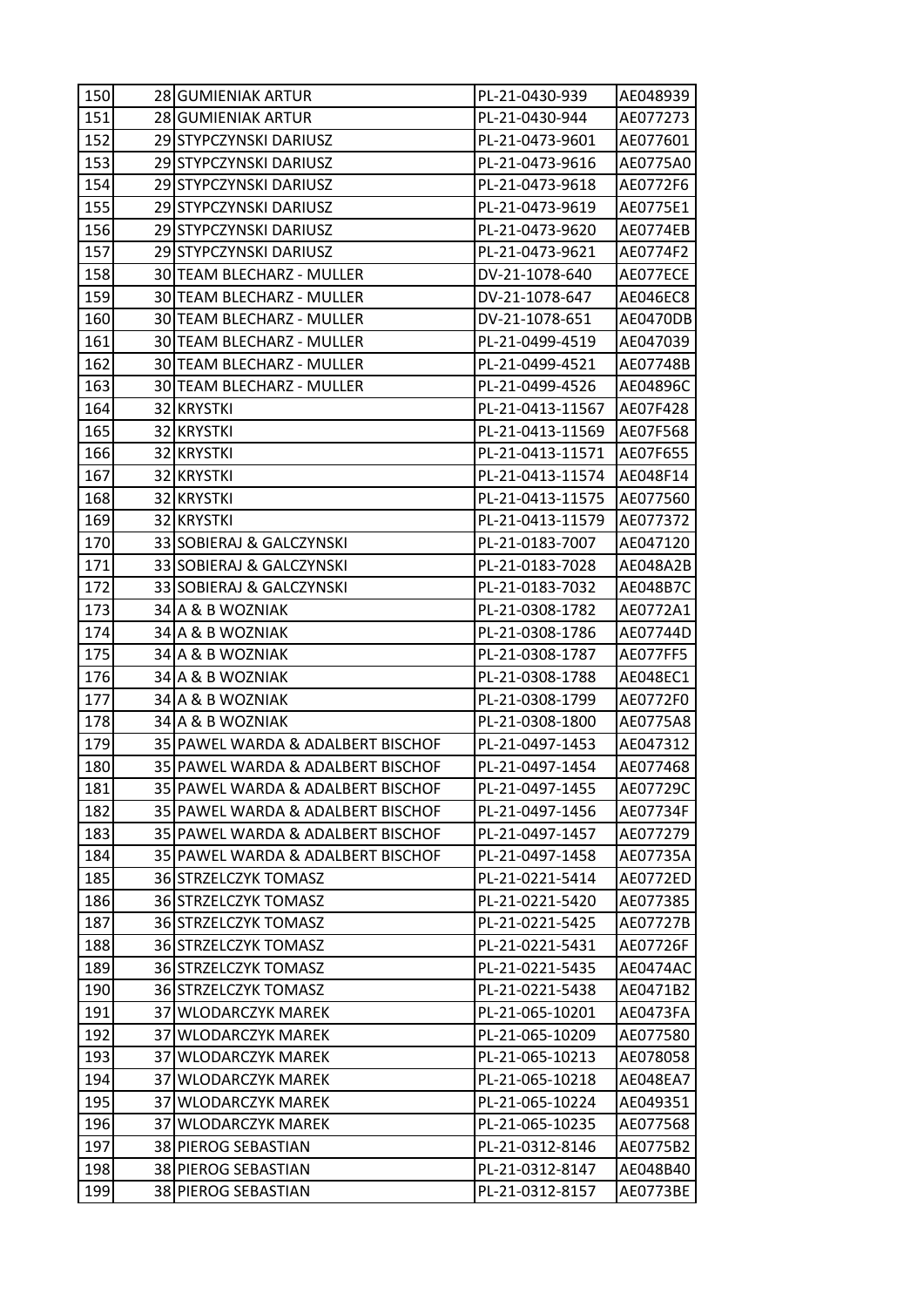| | | | | |
|---|---|---|---|---|
| 150 | 28 | GUMIENIAK ARTUR | PL-21-0430-939 | AE048939 |
| 151 | 28 | GUMIENIAK ARTUR | PL-21-0430-944 | AE077273 |
| 152 | 29 | STYPCZYNSKI DARIUSZ | PL-21-0473-9601 | AE077601 |
| 153 | 29 | STYPCZYNSKI DARIUSZ | PL-21-0473-9616 | AE0775A0 |
| 154 | 29 | STYPCZYNSKI DARIUSZ | PL-21-0473-9618 | AE0772F6 |
| 155 | 29 | STYPCZYNSKI DARIUSZ | PL-21-0473-9619 | AE0775E1 |
| 156 | 29 | STYPCZYNSKI DARIUSZ | PL-21-0473-9620 | AE0774EB |
| 157 | 29 | STYPCZYNSKI DARIUSZ | PL-21-0473-9621 | AE0774F2 |
| 158 | 30 | TEAM BLECHARZ - MULLER | DV-21-1078-640 | AE077ECE |
| 159 | 30 | TEAM BLECHARZ - MULLER | DV-21-1078-647 | AE046EC8 |
| 160 | 30 | TEAM BLECHARZ - MULLER | DV-21-1078-651 | AE0470DB |
| 161 | 30 | TEAM BLECHARZ - MULLER | PL-21-0499-4519 | AE047039 |
| 162 | 30 | TEAM BLECHARZ - MULLER | PL-21-0499-4521 | AE07748B |
| 163 | 30 | TEAM BLECHARZ - MULLER | PL-21-0499-4526 | AE04896C |
| 164 | 32 | KRYSTKI | PL-21-0413-11567 | AE07F428 |
| 165 | 32 | KRYSTKI | PL-21-0413-11569 | AE07F568 |
| 166 | 32 | KRYSTKI | PL-21-0413-11571 | AE07F655 |
| 167 | 32 | KRYSTKI | PL-21-0413-11574 | AE048F14 |
| 168 | 32 | KRYSTKI | PL-21-0413-11575 | AE077560 |
| 169 | 32 | KRYSTKI | PL-21-0413-11579 | AE077372 |
| 170 | 33 | SOBIERAJ & GALCZYNSKI | PL-21-0183-7007 | AE047120 |
| 171 | 33 | SOBIERAJ & GALCZYNSKI | PL-21-0183-7028 | AE048A2B |
| 172 | 33 | SOBIERAJ & GALCZYNSKI | PL-21-0183-7032 | AE048B7C |
| 173 | 34 | A & B WOZNIAK | PL-21-0308-1782 | AE0772A1 |
| 174 | 34 | A & B WOZNIAK | PL-21-0308-1786 | AE07744D |
| 175 | 34 | A & B WOZNIAK | PL-21-0308-1787 | AE077FF5 |
| 176 | 34 | A & B WOZNIAK | PL-21-0308-1788 | AE048EC1 |
| 177 | 34 | A & B WOZNIAK | PL-21-0308-1799 | AE0772F0 |
| 178 | 34 | A & B WOZNIAK | PL-21-0308-1800 | AE0775A8 |
| 179 | 35 | PAWEL WARDA & ADALBERT BISCHOF | PL-21-0497-1453 | AE047312 |
| 180 | 35 | PAWEL WARDA & ADALBERT BISCHOF | PL-21-0497-1454 | AE077468 |
| 181 | 35 | PAWEL WARDA & ADALBERT BISCHOF | PL-21-0497-1455 | AE07729C |
| 182 | 35 | PAWEL WARDA & ADALBERT BISCHOF | PL-21-0497-1456 | AE07734F |
| 183 | 35 | PAWEL WARDA & ADALBERT BISCHOF | PL-21-0497-1457 | AE077279 |
| 184 | 35 | PAWEL WARDA & ADALBERT BISCHOF | PL-21-0497-1458 | AE07735A |
| 185 | 36 | STRZELCZYK TOMASZ | PL-21-0221-5414 | AE0772ED |
| 186 | 36 | STRZELCZYK TOMASZ | PL-21-0221-5420 | AE077385 |
| 187 | 36 | STRZELCZYK TOMASZ | PL-21-0221-5425 | AE07727B |
| 188 | 36 | STRZELCZYK TOMASZ | PL-21-0221-5431 | AE07726F |
| 189 | 36 | STRZELCZYK TOMASZ | PL-21-0221-5435 | AE0474AC |
| 190 | 36 | STRZELCZYK TOMASZ | PL-21-0221-5438 | AE0471B2 |
| 191 | 37 | WLODARCZYK MAREK | PL-21-065-10201 | AE0473FA |
| 192 | 37 | WLODARCZYK MAREK | PL-21-065-10209 | AE077580 |
| 193 | 37 | WLODARCZYK MAREK | PL-21-065-10213 | AE078058 |
| 194 | 37 | WLODARCZYK MAREK | PL-21-065-10218 | AE048EA7 |
| 195 | 37 | WLODARCZYK MAREK | PL-21-065-10224 | AE049351 |
| 196 | 37 | WLODARCZYK MAREK | PL-21-065-10235 | AE077568 |
| 197 | 38 | PIEROG SEBASTIAN | PL-21-0312-8146 | AE0775B2 |
| 198 | 38 | PIEROG SEBASTIAN | PL-21-0312-8147 | AE048B40 |
| 199 | 38 | PIEROG SEBASTIAN | PL-21-0312-8157 | AE0773BE |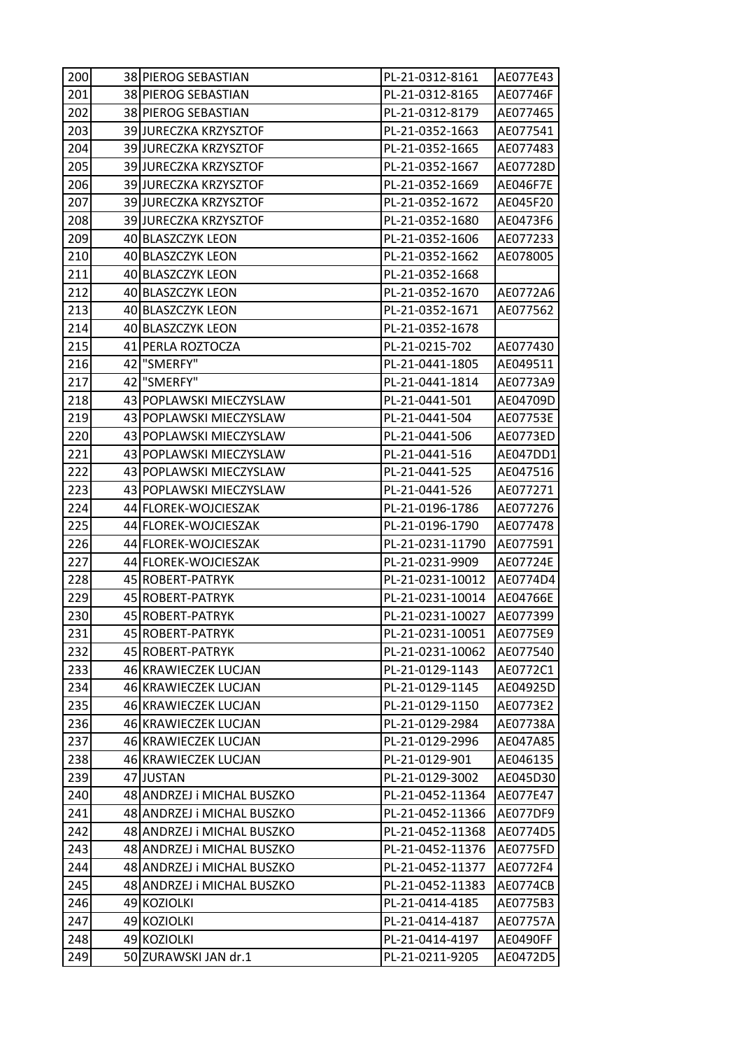| | | | | |
|---|---|---|---|---|
| 200 | 38 | PIEROG SEBASTIAN | PL-21-0312-8161 | AE077E43 |
| 201 | 38 | PIEROG SEBASTIAN | PL-21-0312-8165 | AE07746F |
| 202 | 38 | PIEROG SEBASTIAN | PL-21-0312-8179 | AE077465 |
| 203 | 39 | JURECZKA KRZYSZTOF | PL-21-0352-1663 | AE077541 |
| 204 | 39 | JURECZKA KRZYSZTOF | PL-21-0352-1665 | AE077483 |
| 205 | 39 | JURECZKA KRZYSZTOF | PL-21-0352-1667 | AE07728D |
| 206 | 39 | JURECZKA KRZYSZTOF | PL-21-0352-1669 | AE046F7E |
| 207 | 39 | JURECZKA KRZYSZTOF | PL-21-0352-1672 | AE045F20 |
| 208 | 39 | JURECZKA KRZYSZTOF | PL-21-0352-1680 | AE0473F6 |
| 209 | 40 | BLASZCZYK LEON | PL-21-0352-1606 | AE077233 |
| 210 | 40 | BLASZCZYK LEON | PL-21-0352-1662 | AE078005 |
| 211 | 40 | BLASZCZYK LEON | PL-21-0352-1668 | |
| 212 | 40 | BLASZCZYK LEON | PL-21-0352-1670 | AE0772A6 |
| 213 | 40 | BLASZCZYK LEON | PL-21-0352-1671 | AE077562 |
| 214 | 40 | BLASZCZYK LEON | PL-21-0352-1678 | |
| 215 | 41 | PERLA ROZTOCZA | PL-21-0215-702 | AE077430 |
| 216 | 42 | "SMERFY" | PL-21-0441-1805 | AE049511 |
| 217 | 42 | "SMERFY" | PL-21-0441-1814 | AE0773A9 |
| 218 | 43 | POPLAWSKI MIECZYSLAW | PL-21-0441-501 | AE04709D |
| 219 | 43 | POPLAWSKI MIECZYSLAW | PL-21-0441-504 | AE07753E |
| 220 | 43 | POPLAWSKI MIECZYSLAW | PL-21-0441-506 | AE0773ED |
| 221 | 43 | POPLAWSKI MIECZYSLAW | PL-21-0441-516 | AE047DD1 |
| 222 | 43 | POPLAWSKI MIECZYSLAW | PL-21-0441-525 | AE047516 |
| 223 | 43 | POPLAWSKI MIECZYSLAW | PL-21-0441-526 | AE077271 |
| 224 | 44 | FLOREK-WOJCIESZAK | PL-21-0196-1786 | AE077276 |
| 225 | 44 | FLOREK-WOJCIESZAK | PL-21-0196-1790 | AE077478 |
| 226 | 44 | FLOREK-WOJCIESZAK | PL-21-0231-11790 | AE077591 |
| 227 | 44 | FLOREK-WOJCIESZAK | PL-21-0231-9909 | AE07724E |
| 228 | 45 | ROBERT-PATRYK | PL-21-0231-10012 | AE0774D4 |
| 229 | 45 | ROBERT-PATRYK | PL-21-0231-10014 | AE04766E |
| 230 | 45 | ROBERT-PATRYK | PL-21-0231-10027 | AE077399 |
| 231 | 45 | ROBERT-PATRYK | PL-21-0231-10051 | AE0775E9 |
| 232 | 45 | ROBERT-PATRYK | PL-21-0231-10062 | AE077540 |
| 233 | 46 | KRAWIECZEK LUCJAN | PL-21-0129-1143 | AE0772C1 |
| 234 | 46 | KRAWIECZEK LUCJAN | PL-21-0129-1145 | AE04925D |
| 235 | 46 | KRAWIECZEK LUCJAN | PL-21-0129-1150 | AE0773E2 |
| 236 | 46 | KRAWIECZEK LUCJAN | PL-21-0129-2984 | AE07738A |
| 237 | 46 | KRAWIECZEK LUCJAN | PL-21-0129-2996 | AE047A85 |
| 238 | 46 | KRAWIECZEK LUCJAN | PL-21-0129-901 | AE046135 |
| 239 | 47 | JUSTAN | PL-21-0129-3002 | AE045D30 |
| 240 | 48 | ANDRZEJ i MICHAL BUSZKO | PL-21-0452-11364 | AE077E47 |
| 241 | 48 | ANDRZEJ i MICHAL BUSZKO | PL-21-0452-11366 | AE077DF9 |
| 242 | 48 | ANDRZEJ i MICHAL BUSZKO | PL-21-0452-11368 | AE0774D5 |
| 243 | 48 | ANDRZEJ i MICHAL BUSZKO | PL-21-0452-11376 | AE0775FD |
| 244 | 48 | ANDRZEJ i MICHAL BUSZKO | PL-21-0452-11377 | AE0772F4 |
| 245 | 48 | ANDRZEJ i MICHAL BUSZKO | PL-21-0452-11383 | AE0774CB |
| 246 | 49 | KOZIOLKI | PL-21-0414-4185 | AE0775B3 |
| 247 | 49 | KOZIOLKI | PL-21-0414-4187 | AE07757A |
| 248 | 49 | KOZIOLKI | PL-21-0414-4197 | AE0490FF |
| 249 | 50 | ZURAWSKI JAN dr.1 | PL-21-0211-9205 | AE0472D5 |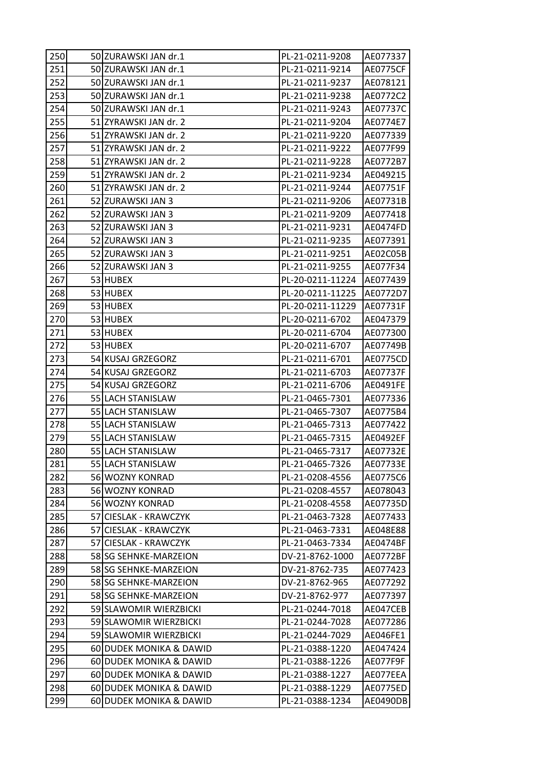| | | | | |
|---|---|---|---|---|
| 250 | 50 | ZURAWSKI JAN dr.1 | PL-21-0211-9208 | AE077337 |
| 251 | 50 | ZURAWSKI JAN dr.1 | PL-21-0211-9214 | AE0775CF |
| 252 | 50 | ZURAWSKI JAN dr.1 | PL-21-0211-9237 | AE078121 |
| 253 | 50 | ZURAWSKI JAN dr.1 | PL-21-0211-9238 | AE0772C2 |
| 254 | 50 | ZURAWSKI JAN dr.1 | PL-21-0211-9243 | AE07737C |
| 255 | 51 | ZYRAWSKI JAN dr. 2 | PL-21-0211-9204 | AE0774E7 |
| 256 | 51 | ZYRAWSKI JAN dr. 2 | PL-21-0211-9220 | AE077339 |
| 257 | 51 | ZYRAWSKI JAN dr. 2 | PL-21-0211-9222 | AE077F99 |
| 258 | 51 | ZYRAWSKI JAN dr. 2 | PL-21-0211-9228 | AE0772B7 |
| 259 | 51 | ZYRAWSKI JAN dr. 2 | PL-21-0211-9234 | AE049215 |
| 260 | 51 | ZYRAWSKI JAN dr. 2 | PL-21-0211-9244 | AE07751F |
| 261 | 52 | ZURAWSKI JAN 3 | PL-21-0211-9206 | AE07731B |
| 262 | 52 | ZURAWSKI JAN 3 | PL-21-0211-9209 | AE077418 |
| 263 | 52 | ZURAWSKI JAN 3 | PL-21-0211-9231 | AE0474FD |
| 264 | 52 | ZURAWSKI JAN 3 | PL-21-0211-9235 | AE077391 |
| 265 | 52 | ZURAWSKI JAN 3 | PL-21-0211-9251 | AE02C05B |
| 266 | 52 | ZURAWSKI JAN 3 | PL-21-0211-9255 | AE077F34 |
| 267 | 53 | HUBEX | PL-20-0211-11224 | AE077439 |
| 268 | 53 | HUBEX | PL-20-0211-11225 | AE0772D7 |
| 269 | 53 | HUBEX | PL-20-0211-11229 | AE07731F |
| 270 | 53 | HUBEX | PL-20-0211-6702 | AE047379 |
| 271 | 53 | HUBEX | PL-20-0211-6704 | AE077300 |
| 272 | 53 | HUBEX | PL-20-0211-6707 | AE07749B |
| 273 | 54 | KUSAJ GRZEGORZ | PL-21-0211-6701 | AE0775CD |
| 274 | 54 | KUSAJ GRZEGORZ | PL-21-0211-6703 | AE07737F |
| 275 | 54 | KUSAJ GRZEGORZ | PL-21-0211-6706 | AE0491FE |
| 276 | 55 | LACH STANISLAW | PL-21-0465-7301 | AE077336 |
| 277 | 55 | LACH STANISLAW | PL-21-0465-7307 | AE0775B4 |
| 278 | 55 | LACH STANISLAW | PL-21-0465-7313 | AE077422 |
| 279 | 55 | LACH STANISLAW | PL-21-0465-7315 | AE0492EF |
| 280 | 55 | LACH STANISLAW | PL-21-0465-7317 | AE07732E |
| 281 | 55 | LACH STANISLAW | PL-21-0465-7326 | AE07733E |
| 282 | 56 | WOZNY KONRAD | PL-21-0208-4556 | AE0775C6 |
| 283 | 56 | WOZNY KONRAD | PL-21-0208-4557 | AE078043 |
| 284 | 56 | WOZNY KONRAD | PL-21-0208-4558 | AE07735D |
| 285 | 57 | CIESLAK - KRAWCZYK | PL-21-0463-7328 | AE077433 |
| 286 | 57 | CIESLAK - KRAWCZYK | PL-21-0463-7331 | AE048E88 |
| 287 | 57 | CIESLAK - KRAWCZYK | PL-21-0463-7334 | AE0474BF |
| 288 | 58 | SG SEHNKE-MARZEION | DV-21-8762-1000 | AE0772BF |
| 289 | 58 | SG SEHNKE-MARZEION | DV-21-8762-735 | AE077423 |
| 290 | 58 | SG SEHNKE-MARZEION | DV-21-8762-965 | AE077292 |
| 291 | 58 | SG SEHNKE-MARZEION | DV-21-8762-977 | AE077397 |
| 292 | 59 | SLAWOMIR WIERZBICKI | PL-21-0244-7018 | AE047CEB |
| 293 | 59 | SLAWOMIR WIERZBICKI | PL-21-0244-7028 | AE077286 |
| 294 | 59 | SLAWOMIR WIERZBICKI | PL-21-0244-7029 | AE046FE1 |
| 295 | 60 | DUDEK MONIKA & DAWID | PL-21-0388-1220 | AE047424 |
| 296 | 60 | DUDEK MONIKA & DAWID | PL-21-0388-1226 | AE077F9F |
| 297 | 60 | DUDEK MONIKA & DAWID | PL-21-0388-1227 | AE077EEA |
| 298 | 60 | DUDEK MONIKA & DAWID | PL-21-0388-1229 | AE0775ED |
| 299 | 60 | DUDEK MONIKA & DAWID | PL-21-0388-1234 | AE0490DB |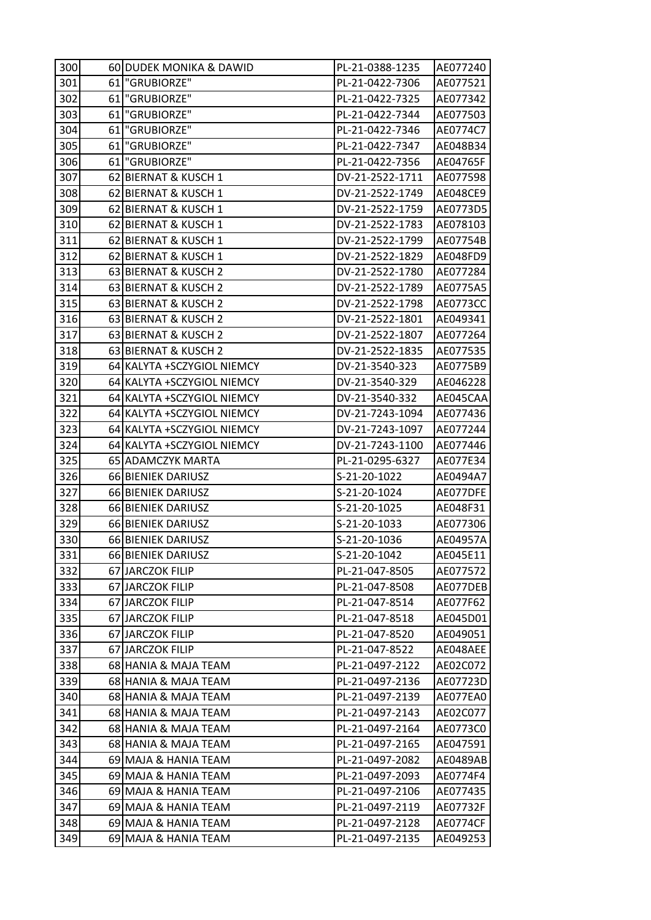| | | | | |
|---|---|---|---|---|
| 300 | 60 | DUDEK MONIKA & DAWID | PL-21-0388-1235 | AE077240 |
| 301 | 61 | "GRUBIORZE" | PL-21-0422-7306 | AE077521 |
| 302 | 61 | "GRUBIORZE" | PL-21-0422-7325 | AE077342 |
| 303 | 61 | "GRUBIORZE" | PL-21-0422-7344 | AE077503 |
| 304 | 61 | "GRUBIORZE" | PL-21-0422-7346 | AE0774C7 |
| 305 | 61 | "GRUBIORZE" | PL-21-0422-7347 | AE048B34 |
| 306 | 61 | "GRUBIORZE" | PL-21-0422-7356 | AE04765F |
| 307 | 62 | BIERNAT & KUSCH 1 | DV-21-2522-1711 | AE077598 |
| 308 | 62 | BIERNAT & KUSCH 1 | DV-21-2522-1749 | AE048CE9 |
| 309 | 62 | BIERNAT & KUSCH 1 | DV-21-2522-1759 | AE0773D5 |
| 310 | 62 | BIERNAT & KUSCH 1 | DV-21-2522-1783 | AE078103 |
| 311 | 62 | BIERNAT & KUSCH 1 | DV-21-2522-1799 | AE07754B |
| 312 | 62 | BIERNAT & KUSCH 1 | DV-21-2522-1829 | AE048FD9 |
| 313 | 63 | BIERNAT & KUSCH 2 | DV-21-2522-1780 | AE077284 |
| 314 | 63 | BIERNAT & KUSCH 2 | DV-21-2522-1789 | AE0775A5 |
| 315 | 63 | BIERNAT & KUSCH 2 | DV-21-2522-1798 | AE0773CC |
| 316 | 63 | BIERNAT & KUSCH 2 | DV-21-2522-1801 | AE049341 |
| 317 | 63 | BIERNAT & KUSCH 2 | DV-21-2522-1807 | AE077264 |
| 318 | 63 | BIERNAT & KUSCH 2 | DV-21-2522-1835 | AE077535 |
| 319 | 64 | KALYTA +SCZYGIOL NIEMCY | DV-21-3540-323 | AE0775B9 |
| 320 | 64 | KALYTA +SCZYGIOL NIEMCY | DV-21-3540-329 | AE046228 |
| 321 | 64 | KALYTA +SCZYGIOL NIEMCY | DV-21-3540-332 | AE045CAA |
| 322 | 64 | KALYTA +SCZYGIOL NIEMCY | DV-21-7243-1094 | AE077436 |
| 323 | 64 | KALYTA +SCZYGIOL NIEMCY | DV-21-7243-1097 | AE077244 |
| 324 | 64 | KALYTA +SCZYGIOL NIEMCY | DV-21-7243-1100 | AE077446 |
| 325 | 65 | ADAMCZYK MARTA | PL-21-0295-6327 | AE077E34 |
| 326 | 66 | BIENIEK DARIUSZ | S-21-20-1022 | AE0494A7 |
| 327 | 66 | BIENIEK DARIUSZ | S-21-20-1024 | AE077DFE |
| 328 | 66 | BIENIEK DARIUSZ | S-21-20-1025 | AE048F31 |
| 329 | 66 | BIENIEK DARIUSZ | S-21-20-1033 | AE077306 |
| 330 | 66 | BIENIEK DARIUSZ | S-21-20-1036 | AE04957A |
| 331 | 66 | BIENIEK DARIUSZ | S-21-20-1042 | AE045E11 |
| 332 | 67 | JARCZOK FILIP | PL-21-047-8505 | AE077572 |
| 333 | 67 | JARCZOK FILIP | PL-21-047-8508 | AE077DEB |
| 334 | 67 | JARCZOK FILIP | PL-21-047-8514 | AE077F62 |
| 335 | 67 | JARCZOK FILIP | PL-21-047-8518 | AE045D01 |
| 336 | 67 | JARCZOK FILIP | PL-21-047-8520 | AE049051 |
| 337 | 67 | JARCZOK FILIP | PL-21-047-8522 | AE048AEE |
| 338 | 68 | HANIA & MAJA TEAM | PL-21-0497-2122 | AE02C072 |
| 339 | 68 | HANIA & MAJA TEAM | PL-21-0497-2136 | AE07723D |
| 340 | 68 | HANIA & MAJA TEAM | PL-21-0497-2139 | AE077EA0 |
| 341 | 68 | HANIA & MAJA TEAM | PL-21-0497-2143 | AE02C077 |
| 342 | 68 | HANIA & MAJA TEAM | PL-21-0497-2164 | AE0773C0 |
| 343 | 68 | HANIA & MAJA TEAM | PL-21-0497-2165 | AE047591 |
| 344 | 69 | MAJA & HANIA TEAM | PL-21-0497-2082 | AE0489AB |
| 345 | 69 | MAJA & HANIA TEAM | PL-21-0497-2093 | AE0774F4 |
| 346 | 69 | MAJA & HANIA TEAM | PL-21-0497-2106 | AE077435 |
| 347 | 69 | MAJA & HANIA TEAM | PL-21-0497-2119 | AE07732F |
| 348 | 69 | MAJA & HANIA TEAM | PL-21-0497-2128 | AE0774CF |
| 349 | 69 | MAJA & HANIA TEAM | PL-21-0497-2135 | AE049253 |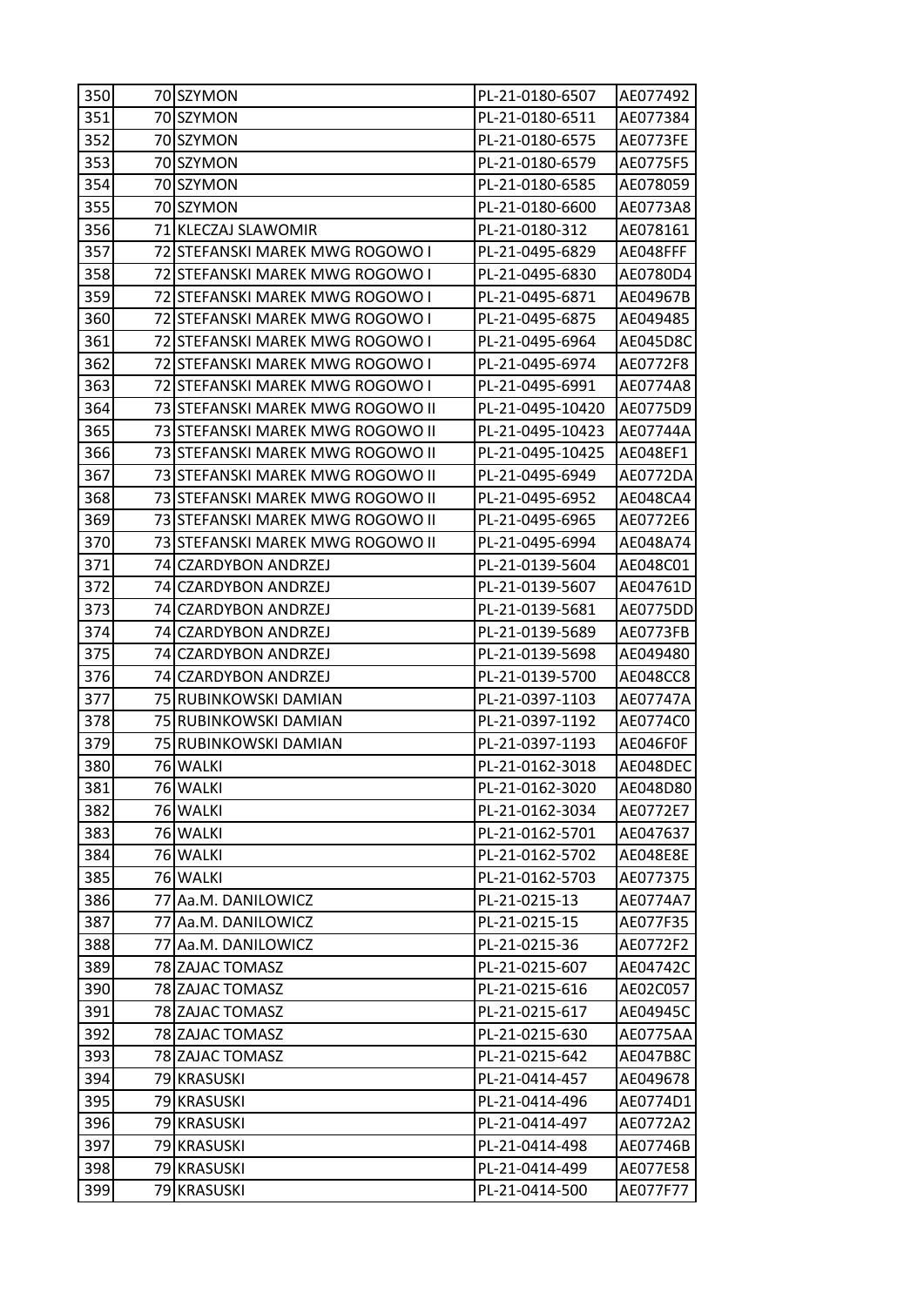| | | | | |
|---|---|---|---|---|
| 350 | 70 | SZYMON | PL-21-0180-6507 | AE077492 |
| 351 | 70 | SZYMON | PL-21-0180-6511 | AE077384 |
| 352 | 70 | SZYMON | PL-21-0180-6575 | AE0773FE |
| 353 | 70 | SZYMON | PL-21-0180-6579 | AE0775F5 |
| 354 | 70 | SZYMON | PL-21-0180-6585 | AE078059 |
| 355 | 70 | SZYMON | PL-21-0180-6600 | AE0773A8 |
| 356 | 71 | KLECZAJ SLAWOMIR | PL-21-0180-312 | AE078161 |
| 357 | 72 | STEFANSKI MAREK MWG ROGOWO I | PL-21-0495-6829 | AE048FFF |
| 358 | 72 | STEFANSKI MAREK MWG ROGOWO I | PL-21-0495-6830 | AE0780D4 |
| 359 | 72 | STEFANSKI MAREK MWG ROGOWO I | PL-21-0495-6871 | AE04967B |
| 360 | 72 | STEFANSKI MAREK MWG ROGOWO I | PL-21-0495-6875 | AE049485 |
| 361 | 72 | STEFANSKI MAREK MWG ROGOWO I | PL-21-0495-6964 | AE045D8C |
| 362 | 72 | STEFANSKI MAREK MWG ROGOWO I | PL-21-0495-6974 | AE0772F8 |
| 363 | 72 | STEFANSKI MAREK MWG ROGOWO I | PL-21-0495-6991 | AE0774A8 |
| 364 | 73 | STEFANSKI MAREK MWG ROGOWO II | PL-21-0495-10420 | AE0775D9 |
| 365 | 73 | STEFANSKI MAREK MWG ROGOWO II | PL-21-0495-10423 | AE07744A |
| 366 | 73 | STEFANSKI MAREK MWG ROGOWO II | PL-21-0495-10425 | AE048EF1 |
| 367 | 73 | STEFANSKI MAREK MWG ROGOWO II | PL-21-0495-6949 | AE0772DA |
| 368 | 73 | STEFANSKI MAREK MWG ROGOWO II | PL-21-0495-6952 | AE048CA4 |
| 369 | 73 | STEFANSKI MAREK MWG ROGOWO II | PL-21-0495-6965 | AE0772E6 |
| 370 | 73 | STEFANSKI MAREK MWG ROGOWO II | PL-21-0495-6994 | AE048A74 |
| 371 | 74 | CZARDYBON ANDRZEJ | PL-21-0139-5604 | AE048C01 |
| 372 | 74 | CZARDYBON ANDRZEJ | PL-21-0139-5607 | AE04761D |
| 373 | 74 | CZARDYBON ANDRZEJ | PL-21-0139-5681 | AE0775DD |
| 374 | 74 | CZARDYBON ANDRZEJ | PL-21-0139-5689 | AE0773FB |
| 375 | 74 | CZARDYBON ANDRZEJ | PL-21-0139-5698 | AE049480 |
| 376 | 74 | CZARDYBON ANDRZEJ | PL-21-0139-5700 | AE048CC8 |
| 377 | 75 | RUBINKOWSKI DAMIAN | PL-21-0397-1103 | AE07747A |
| 378 | 75 | RUBINKOWSKI DAMIAN | PL-21-0397-1192 | AE0774C0 |
| 379 | 75 | RUBINKOWSKI DAMIAN | PL-21-0397-1193 | AE046F0F |
| 380 | 76 | WALKI | PL-21-0162-3018 | AE048DEC |
| 381 | 76 | WALKI | PL-21-0162-3020 | AE048D80 |
| 382 | 76 | WALKI | PL-21-0162-3034 | AE0772E7 |
| 383 | 76 | WALKI | PL-21-0162-5701 | AE047637 |
| 384 | 76 | WALKI | PL-21-0162-5702 | AE048E8E |
| 385 | 76 | WALKI | PL-21-0162-5703 | AE077375 |
| 386 | 77 | Aa.M. DANILOWICZ | PL-21-0215-13 | AE0774A7 |
| 387 | 77 | Aa.M. DANILOWICZ | PL-21-0215-15 | AE077F35 |
| 388 | 77 | Aa.M. DANILOWICZ | PL-21-0215-36 | AE0772F2 |
| 389 | 78 | ZAJAC TOMASZ | PL-21-0215-607 | AE04742C |
| 390 | 78 | ZAJAC TOMASZ | PL-21-0215-616 | AE02C057 |
| 391 | 78 | ZAJAC TOMASZ | PL-21-0215-617 | AE04945C |
| 392 | 78 | ZAJAC TOMASZ | PL-21-0215-630 | AE0775AA |
| 393 | 78 | ZAJAC TOMASZ | PL-21-0215-642 | AE047B8C |
| 394 | 79 | KRASUSKI | PL-21-0414-457 | AE049678 |
| 395 | 79 | KRASUSKI | PL-21-0414-496 | AE0774D1 |
| 396 | 79 | KRASUSKI | PL-21-0414-497 | AE0772A2 |
| 397 | 79 | KRASUSKI | PL-21-0414-498 | AE07746B |
| 398 | 79 | KRASUSKI | PL-21-0414-499 | AE077E58 |
| 399 | 79 | KRASUSKI | PL-21-0414-500 | AE077F77 |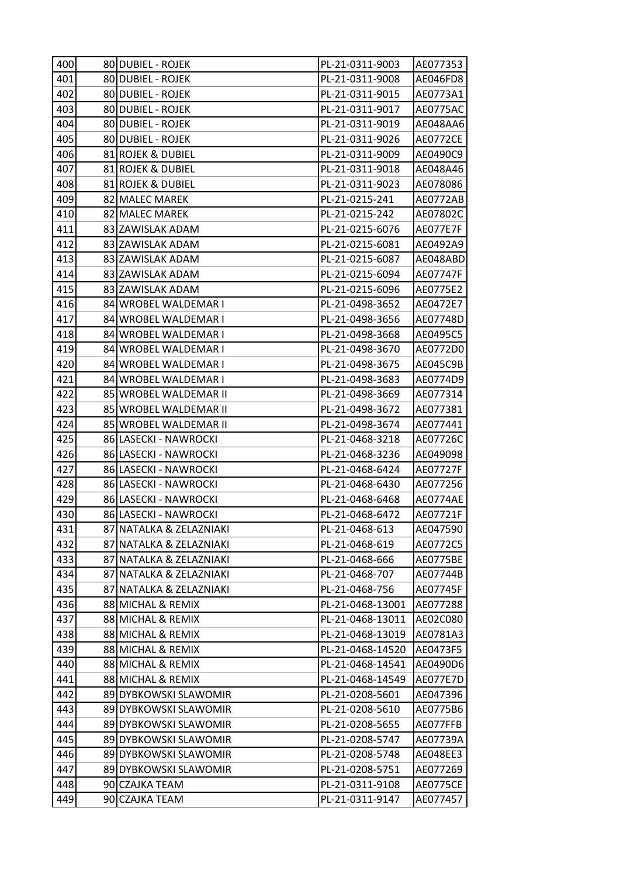| | | | | |
|---|---|---|---|---|
| 400 | 80 | DUBIEL - ROJEK | PL-21-0311-9003 | AE077353 |
| 401 | 80 | DUBIEL - ROJEK | PL-21-0311-9008 | AE046FD8 |
| 402 | 80 | DUBIEL - ROJEK | PL-21-0311-9015 | AE0773A1 |
| 403 | 80 | DUBIEL - ROJEK | PL-21-0311-9017 | AE0775AC |
| 404 | 80 | DUBIEL - ROJEK | PL-21-0311-9019 | AE048AA6 |
| 405 | 80 | DUBIEL - ROJEK | PL-21-0311-9026 | AE0772CE |
| 406 | 81 | ROJEK & DUBIEL | PL-21-0311-9009 | AE0490C9 |
| 407 | 81 | ROJEK & DUBIEL | PL-21-0311-9018 | AE048A46 |
| 408 | 81 | ROJEK & DUBIEL | PL-21-0311-9023 | AE078086 |
| 409 | 82 | MALEC MAREK | PL-21-0215-241 | AE0772AB |
| 410 | 82 | MALEC MAREK | PL-21-0215-242 | AE07802C |
| 411 | 83 | ZAWISLAK ADAM | PL-21-0215-6076 | AE077E7F |
| 412 | 83 | ZAWISLAK ADAM | PL-21-0215-6081 | AE0492A9 |
| 413 | 83 | ZAWISLAK ADAM | PL-21-0215-6087 | AE048ABD |
| 414 | 83 | ZAWISLAK ADAM | PL-21-0215-6094 | AE07747F |
| 415 | 83 | ZAWISLAK ADAM | PL-21-0215-6096 | AE0775E2 |
| 416 | 84 | WROBEL WALDEMAR I | PL-21-0498-3652 | AE0472E7 |
| 417 | 84 | WROBEL WALDEMAR I | PL-21-0498-3656 | AE07748D |
| 418 | 84 | WROBEL WALDEMAR I | PL-21-0498-3668 | AE0495C5 |
| 419 | 84 | WROBEL WALDEMAR I | PL-21-0498-3670 | AE0772D0 |
| 420 | 84 | WROBEL WALDEMAR I | PL-21-0498-3675 | AE045C9B |
| 421 | 84 | WROBEL WALDEMAR I | PL-21-0498-3683 | AE0774D9 |
| 422 | 85 | WROBEL WALDEMAR II | PL-21-0498-3669 | AE077314 |
| 423 | 85 | WROBEL WALDEMAR II | PL-21-0498-3672 | AE077381 |
| 424 | 85 | WROBEL WALDEMAR II | PL-21-0498-3674 | AE077441 |
| 425 | 86 | LASECKI - NAWROCKI | PL-21-0468-3218 | AE07726C |
| 426 | 86 | LASECKI - NAWROCKI | PL-21-0468-3236 | AE049098 |
| 427 | 86 | LASECKI - NAWROCKI | PL-21-0468-6424 | AE07727F |
| 428 | 86 | LASECKI - NAWROCKI | PL-21-0468-6430 | AE077256 |
| 429 | 86 | LASECKI - NAWROCKI | PL-21-0468-6468 | AE0774AE |
| 430 | 86 | LASECKI - NAWROCKI | PL-21-0468-6472 | AE07721F |
| 431 | 87 | NATALKA & ZELAZNIAKI | PL-21-0468-613 | AE047590 |
| 432 | 87 | NATALKA & ZELAZNIAKI | PL-21-0468-619 | AE0772C5 |
| 433 | 87 | NATALKA & ZELAZNIAKI | PL-21-0468-666 | AE0775BE |
| 434 | 87 | NATALKA & ZELAZNIAKI | PL-21-0468-707 | AE07744B |
| 435 | 87 | NATALKA & ZELAZNIAKI | PL-21-0468-756 | AE07745F |
| 436 | 88 | MICHAL & REMIX | PL-21-0468-13001 | AE077288 |
| 437 | 88 | MICHAL & REMIX | PL-21-0468-13011 | AE02C080 |
| 438 | 88 | MICHAL & REMIX | PL-21-0468-13019 | AE0781A3 |
| 439 | 88 | MICHAL & REMIX | PL-21-0468-14520 | AE0473F5 |
| 440 | 88 | MICHAL & REMIX | PL-21-0468-14541 | AE0490D6 |
| 441 | 88 | MICHAL & REMIX | PL-21-0468-14549 | AE077E7D |
| 442 | 89 | DYBKOWSKI SLAWOMIR | PL-21-0208-5601 | AE047396 |
| 443 | 89 | DYBKOWSKI SLAWOMIR | PL-21-0208-5610 | AE0775B6 |
| 444 | 89 | DYBKOWSKI SLAWOMIR | PL-21-0208-5655 | AE077FFB |
| 445 | 89 | DYBKOWSKI SLAWOMIR | PL-21-0208-5747 | AE07739A |
| 446 | 89 | DYBKOWSKI SLAWOMIR | PL-21-0208-5748 | AE048EE3 |
| 447 | 89 | DYBKOWSKI SLAWOMIR | PL-21-0208-5751 | AE077269 |
| 448 | 90 | CZAJKA TEAM | PL-21-0311-9108 | AE0775CE |
| 449 | 90 | CZAJKA TEAM | PL-21-0311-9147 | AE077457 |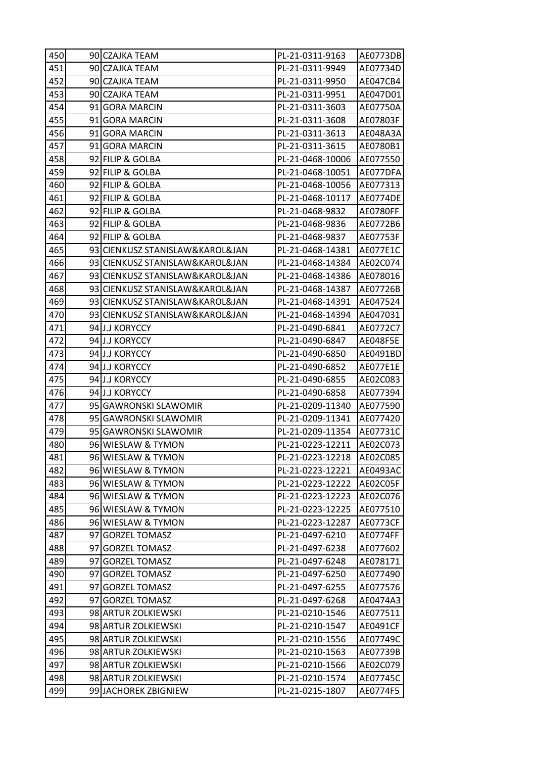| | | | | |
|---|---|---|---|---|
| 450 | 90 | CZAJKA TEAM | PL-21-0311-9163 | AE0773DB |
| 451 | 90 | CZAJKA TEAM | PL-21-0311-9949 | AE07734D |
| 452 | 90 | CZAJKA TEAM | PL-21-0311-9950 | AE047CB4 |
| 453 | 90 | CZAJKA TEAM | PL-21-0311-9951 | AE047D01 |
| 454 | 91 | GORA MARCIN | PL-21-0311-3603 | AE07750A |
| 455 | 91 | GORA MARCIN | PL-21-0311-3608 | AE07803F |
| 456 | 91 | GORA MARCIN | PL-21-0311-3613 | AE048A3A |
| 457 | 91 | GORA MARCIN | PL-21-0311-3615 | AE0780B1 |
| 458 | 92 | FILIP & GOLBA | PL-21-0468-10006 | AE077550 |
| 459 | 92 | FILIP & GOLBA | PL-21-0468-10051 | AE077DFA |
| 460 | 92 | FILIP & GOLBA | PL-21-0468-10056 | AE077313 |
| 461 | 92 | FILIP & GOLBA | PL-21-0468-10117 | AE0774DE |
| 462 | 92 | FILIP & GOLBA | PL-21-0468-9832 | AE0780FF |
| 463 | 92 | FILIP & GOLBA | PL-21-0468-9836 | AE0772B6 |
| 464 | 92 | FILIP & GOLBA | PL-21-0468-9837 | AE07753F |
| 465 | 93 | CIENKUSZ STANISLAW&KAROL&JAN | PL-21-0468-14381 | AE077E1C |
| 466 | 93 | CIENKUSZ STANISLAW&KAROL&JAN | PL-21-0468-14384 | AE02C074 |
| 467 | 93 | CIENKUSZ STANISLAW&KAROL&JAN | PL-21-0468-14386 | AE078016 |
| 468 | 93 | CIENKUSZ STANISLAW&KAROL&JAN | PL-21-0468-14387 | AE07726B |
| 469 | 93 | CIENKUSZ STANISLAW&KAROL&JAN | PL-21-0468-14391 | AE047524 |
| 470 | 93 | CIENKUSZ STANISLAW&KAROL&JAN | PL-21-0468-14394 | AE047031 |
| 471 | 94 | J.J KORYCCY | PL-21-0490-6841 | AE0772C7 |
| 472 | 94 | J.J KORYCCY | PL-21-0490-6847 | AE048F5E |
| 473 | 94 | J.J KORYCCY | PL-21-0490-6850 | AE0491BD |
| 474 | 94 | J.J KORYCCY | PL-21-0490-6852 | AE077E1E |
| 475 | 94 | J.J KORYCCY | PL-21-0490-6855 | AE02C083 |
| 476 | 94 | J.J KORYCCY | PL-21-0490-6858 | AE077394 |
| 477 | 95 | GAWRONSKI SLAWOMIR | PL-21-0209-11340 | AE077590 |
| 478 | 95 | GAWRONSKI SLAWOMIR | PL-21-0209-11341 | AE077420 |
| 479 | 95 | GAWRONSKI SLAWOMIR | PL-21-0209-11354 | AE07731C |
| 480 | 96 | WIESLAW & TYMON | PL-21-0223-12211 | AE02C073 |
| 481 | 96 | WIESLAW & TYMON | PL-21-0223-12218 | AE02C085 |
| 482 | 96 | WIESLAW & TYMON | PL-21-0223-12221 | AE0493AC |
| 483 | 96 | WIESLAW & TYMON | PL-21-0223-12222 | AE02C05F |
| 484 | 96 | WIESLAW & TYMON | PL-21-0223-12223 | AE02C076 |
| 485 | 96 | WIESLAW & TYMON | PL-21-0223-12225 | AE077510 |
| 486 | 96 | WIESLAW & TYMON | PL-21-0223-12287 | AE0773CF |
| 487 | 97 | GORZEL TOMASZ | PL-21-0497-6210 | AE0774FF |
| 488 | 97 | GORZEL TOMASZ | PL-21-0497-6238 | AE077602 |
| 489 | 97 | GORZEL TOMASZ | PL-21-0497-6248 | AE078171 |
| 490 | 97 | GORZEL TOMASZ | PL-21-0497-6250 | AE077490 |
| 491 | 97 | GORZEL TOMASZ | PL-21-0497-6255 | AE077576 |
| 492 | 97 | GORZEL TOMASZ | PL-21-0497-6268 | AE0474A3 |
| 493 | 98 | ARTUR ZOLKIEWSKI | PL-21-0210-1546 | AE077511 |
| 494 | 98 | ARTUR ZOLKIEWSKI | PL-21-0210-1547 | AE0491CF |
| 495 | 98 | ARTUR ZOLKIEWSKI | PL-21-0210-1556 | AE07749C |
| 496 | 98 | ARTUR ZOLKIEWSKI | PL-21-0210-1563 | AE07739B |
| 497 | 98 | ARTUR ZOLKIEWSKI | PL-21-0210-1566 | AE02C079 |
| 498 | 98 | ARTUR ZOLKIEWSKI | PL-21-0210-1574 | AE07745C |
| 499 | 99 | JACHOREK ZBIGNIEW | PL-21-0215-1807 | AE0774F5 |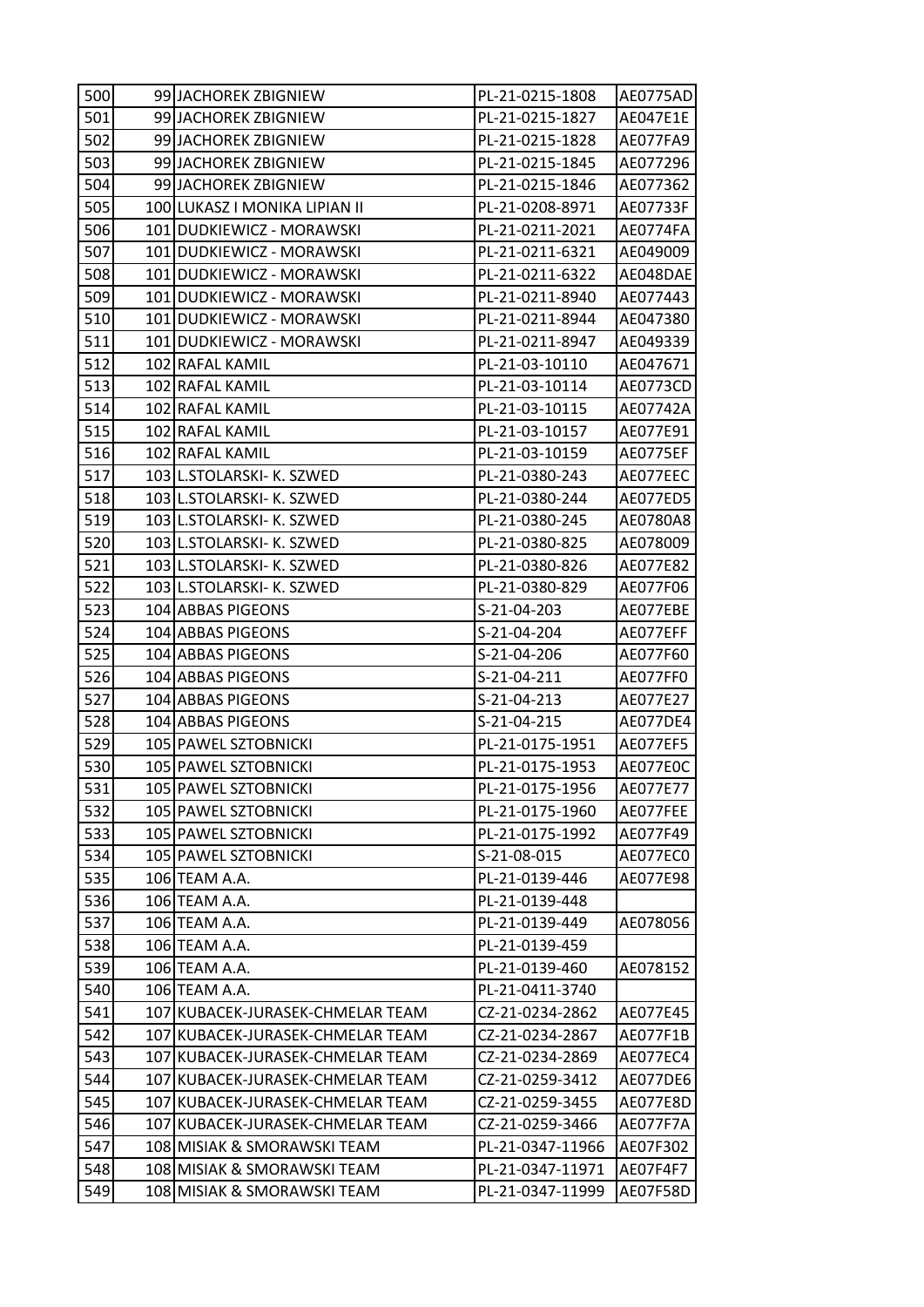| | | | | |
|---|---|---|---|---|
| 500 | 99 | JACHOREK ZBIGNIEW | PL-21-0215-1808 | AE0775AD |
| 501 | 99 | JACHOREK ZBIGNIEW | PL-21-0215-1827 | AE047E1E |
| 502 | 99 | JACHOREK ZBIGNIEW | PL-21-0215-1828 | AE077FA9 |
| 503 | 99 | JACHOREK ZBIGNIEW | PL-21-0215-1845 | AE077296 |
| 504 | 99 | JACHOREK ZBIGNIEW | PL-21-0215-1846 | AE077362 |
| 505 | 100 | LUKASZ I MONIKA LIPIAN II | PL-21-0208-8971 | AE07733F |
| 506 | 101 | DUDKIEWICZ - MORAWSKI | PL-21-0211-2021 | AE0774FA |
| 507 | 101 | DUDKIEWICZ - MORAWSKI | PL-21-0211-6321 | AE049009 |
| 508 | 101 | DUDKIEWICZ - MORAWSKI | PL-21-0211-6322 | AE048DAE |
| 509 | 101 | DUDKIEWICZ - MORAWSKI | PL-21-0211-8940 | AE077443 |
| 510 | 101 | DUDKIEWICZ - MORAWSKI | PL-21-0211-8944 | AE047380 |
| 511 | 101 | DUDKIEWICZ - MORAWSKI | PL-21-0211-8947 | AE049339 |
| 512 | 102 | RAFAL KAMIL | PL-21-03-10110 | AE047671 |
| 513 | 102 | RAFAL KAMIL | PL-21-03-10114 | AE0773CD |
| 514 | 102 | RAFAL KAMIL | PL-21-03-10115 | AE07742A |
| 515 | 102 | RAFAL KAMIL | PL-21-03-10157 | AE077E91 |
| 516 | 102 | RAFAL KAMIL | PL-21-03-10159 | AE0775EF |
| 517 | 103 | L.STOLARSKI- K. SZWED | PL-21-0380-243 | AE077EEC |
| 518 | 103 | L.STOLARSKI- K. SZWED | PL-21-0380-244 | AE077ED5 |
| 519 | 103 | L.STOLARSKI- K. SZWED | PL-21-0380-245 | AE0780A8 |
| 520 | 103 | L.STOLARSKI- K. SZWED | PL-21-0380-825 | AE078009 |
| 521 | 103 | L.STOLARSKI- K. SZWED | PL-21-0380-826 | AE077E82 |
| 522 | 103 | L.STOLARSKI- K. SZWED | PL-21-0380-829 | AE077F06 |
| 523 | 104 | ABBAS PIGEONS | S-21-04-203 | AE077EBE |
| 524 | 104 | ABBAS PIGEONS | S-21-04-204 | AE077EFF |
| 525 | 104 | ABBAS PIGEONS | S-21-04-206 | AE077F60 |
| 526 | 104 | ABBAS PIGEONS | S-21-04-211 | AE077FF0 |
| 527 | 104 | ABBAS PIGEONS | S-21-04-213 | AE077E27 |
| 528 | 104 | ABBAS PIGEONS | S-21-04-215 | AE077DE4 |
| 529 | 105 | PAWEL SZTOBNICKI | PL-21-0175-1951 | AE077EF5 |
| 530 | 105 | PAWEL SZTOBNICKI | PL-21-0175-1953 | AE077E0C |
| 531 | 105 | PAWEL SZTOBNICKI | PL-21-0175-1956 | AE077E77 |
| 532 | 105 | PAWEL SZTOBNICKI | PL-21-0175-1960 | AE077FEE |
| 533 | 105 | PAWEL SZTOBNICKI | PL-21-0175-1992 | AE077F49 |
| 534 | 105 | PAWEL SZTOBNICKI | S-21-08-015 | AE077EC0 |
| 535 | 106 | TEAM A.A. | PL-21-0139-446 | AE077E98 |
| 536 | 106 | TEAM A.A. | PL-21-0139-448 | |
| 537 | 106 | TEAM A.A. | PL-21-0139-449 | AE078056 |
| 538 | 106 | TEAM A.A. | PL-21-0139-459 | |
| 539 | 106 | TEAM A.A. | PL-21-0139-460 | AE078152 |
| 540 | 106 | TEAM A.A. | PL-21-0411-3740 | |
| 541 | 107 | KUBACEK-JURASEK-CHMELAR TEAM | CZ-21-0234-2862 | AE077E45 |
| 542 | 107 | KUBACEK-JURASEK-CHMELAR TEAM | CZ-21-0234-2867 | AE077F1B |
| 543 | 107 | KUBACEK-JURASEK-CHMELAR TEAM | CZ-21-0234-2869 | AE077EC4 |
| 544 | 107 | KUBACEK-JURASEK-CHMELAR TEAM | CZ-21-0259-3412 | AE077DE6 |
| 545 | 107 | KUBACEK-JURASEK-CHMELAR TEAM | CZ-21-0259-3455 | AE077E8D |
| 546 | 107 | KUBACEK-JURASEK-CHMELAR TEAM | CZ-21-0259-3466 | AE077F7A |
| 547 | 108 | MISIAK & SMORAWSKI TEAM | PL-21-0347-11966 | AE07F302 |
| 548 | 108 | MISIAK & SMORAWSKI TEAM | PL-21-0347-11971 | AE07F4F7 |
| 549 | 108 | MISIAK & SMORAWSKI TEAM | PL-21-0347-11999 | AE07F58D |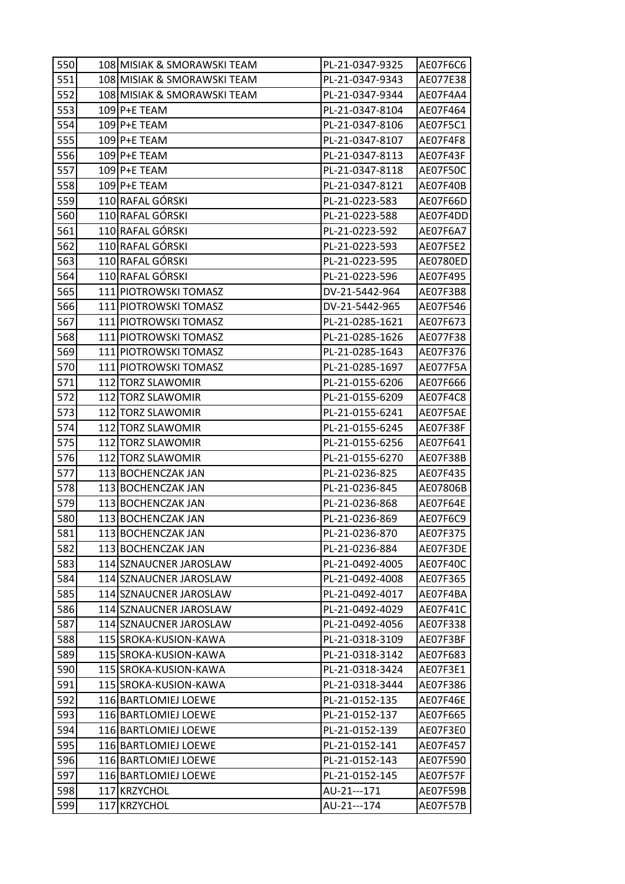| | | | | |
|---|---|---|---|---|
| 550 | 108 | MISIAK & SMORAWSKI TEAM | PL-21-0347-9325 | AE07F6C6 |
| 551 | 108 | MISIAK & SMORAWSKI TEAM | PL-21-0347-9343 | AE077E38 |
| 552 | 108 | MISIAK & SMORAWSKI TEAM | PL-21-0347-9344 | AE07F4A4 |
| 553 | 109 | P+E TEAM | PL-21-0347-8104 | AE07F464 |
| 554 | 109 | P+E TEAM | PL-21-0347-8106 | AE07F5C1 |
| 555 | 109 | P+E TEAM | PL-21-0347-8107 | AE07F4F8 |
| 556 | 109 | P+E TEAM | PL-21-0347-8113 | AE07F43F |
| 557 | 109 | P+E TEAM | PL-21-0347-8118 | AE07F50C |
| 558 | 109 | P+E TEAM | PL-21-0347-8121 | AE07F40B |
| 559 | 110 | RAFAL GÓRSKI | PL-21-0223-583 | AE07F66D |
| 560 | 110 | RAFAL GÓRSKI | PL-21-0223-588 | AE07F4DD |
| 561 | 110 | RAFAL GÓRSKI | PL-21-0223-592 | AE07F6A7 |
| 562 | 110 | RAFAL GÓRSKI | PL-21-0223-593 | AE07F5E2 |
| 563 | 110 | RAFAL GÓRSKI | PL-21-0223-595 | AE0780ED |
| 564 | 110 | RAFAL GÓRSKI | PL-21-0223-596 | AE07F495 |
| 565 | 111 | PIOTROWSKI TOMASZ | DV-21-5442-964 | AE07F3B8 |
| 566 | 111 | PIOTROWSKI TOMASZ | DV-21-5442-965 | AE07F546 |
| 567 | 111 | PIOTROWSKI TOMASZ | PL-21-0285-1621 | AE07F673 |
| 568 | 111 | PIOTROWSKI TOMASZ | PL-21-0285-1626 | AE077F38 |
| 569 | 111 | PIOTROWSKI TOMASZ | PL-21-0285-1643 | AE07F376 |
| 570 | 111 | PIOTROWSKI TOMASZ | PL-21-0285-1697 | AE077F5A |
| 571 | 112 | TORZ SLAWOMIR | PL-21-0155-6206 | AE07F666 |
| 572 | 112 | TORZ SLAWOMIR | PL-21-0155-6209 | AE07F4C8 |
| 573 | 112 | TORZ SLAWOMIR | PL-21-0155-6241 | AE07F5AE |
| 574 | 112 | TORZ SLAWOMIR | PL-21-0155-6245 | AE07F38F |
| 575 | 112 | TORZ SLAWOMIR | PL-21-0155-6256 | AE07F641 |
| 576 | 112 | TORZ SLAWOMIR | PL-21-0155-6270 | AE07F38B |
| 577 | 113 | BOCHENCZAK JAN | PL-21-0236-825 | AE07F435 |
| 578 | 113 | BOCHENCZAK JAN | PL-21-0236-845 | AE07806B |
| 579 | 113 | BOCHENCZAK JAN | PL-21-0236-868 | AE07F64E |
| 580 | 113 | BOCHENCZAK JAN | PL-21-0236-869 | AE07F6C9 |
| 581 | 113 | BOCHENCZAK JAN | PL-21-0236-870 | AE07F375 |
| 582 | 113 | BOCHENCZAK JAN | PL-21-0236-884 | AE07F3DE |
| 583 | 114 | SZNAUCNER JAROSLAW | PL-21-0492-4005 | AE07F40C |
| 584 | 114 | SZNAUCNER JAROSLAW | PL-21-0492-4008 | AE07F365 |
| 585 | 114 | SZNAUCNER JAROSLAW | PL-21-0492-4017 | AE07F4BA |
| 586 | 114 | SZNAUCNER JAROSLAW | PL-21-0492-4029 | AE07F41C |
| 587 | 114 | SZNAUCNER JAROSLAW | PL-21-0492-4056 | AE07F338 |
| 588 | 115 | SROKA-KUSION-KAWA | PL-21-0318-3109 | AE07F3BF |
| 589 | 115 | SROKA-KUSION-KAWA | PL-21-0318-3142 | AE07F683 |
| 590 | 115 | SROKA-KUSION-KAWA | PL-21-0318-3424 | AE07F3E1 |
| 591 | 115 | SROKA-KUSION-KAWA | PL-21-0318-3444 | AE07F386 |
| 592 | 116 | BARTLOMIEJ LOEWE | PL-21-0152-135 | AE07F46E |
| 593 | 116 | BARTLOMIEJ LOEWE | PL-21-0152-137 | AE07F665 |
| 594 | 116 | BARTLOMIEJ LOEWE | PL-21-0152-139 | AE07F3E0 |
| 595 | 116 | BARTLOMIEJ LOEWE | PL-21-0152-141 | AE07F457 |
| 596 | 116 | BARTLOMIEJ LOEWE | PL-21-0152-143 | AE07F590 |
| 597 | 116 | BARTLOMIEJ LOEWE | PL-21-0152-145 | AE07F57F |
| 598 | 117 | KRZYCHOL | AU-21---171 | AE07F59B |
| 599 | 117 | KRZYCHOL | AU-21---174 | AE07F57B |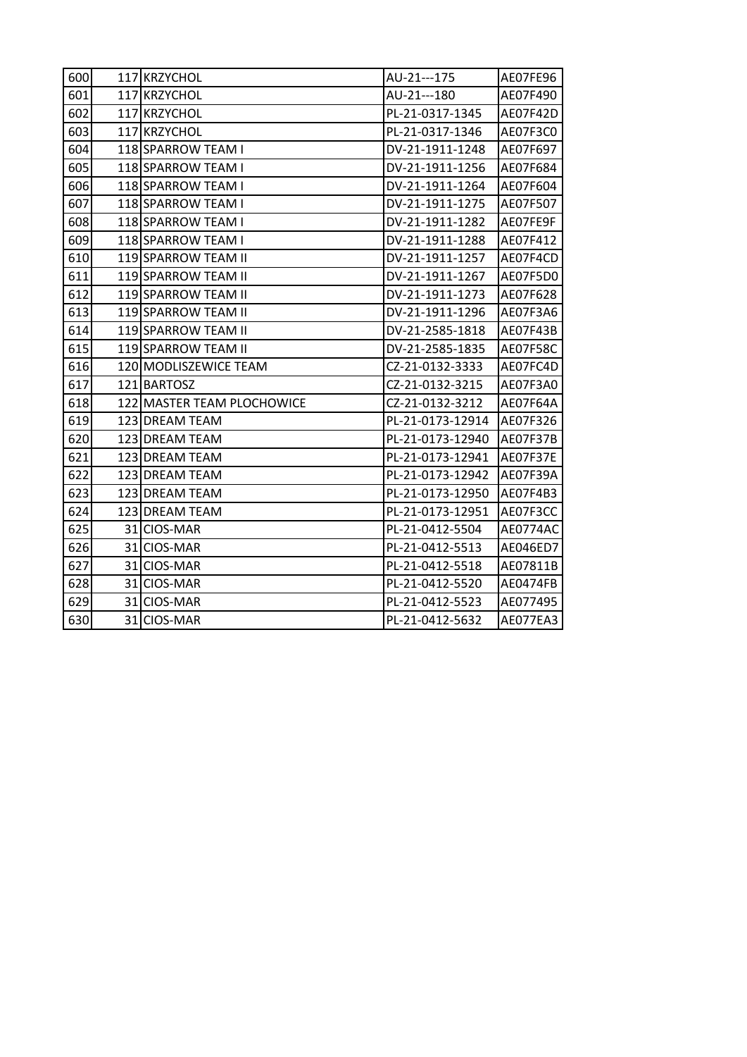| | | | | |
|---|---|---|---|---|
| 600 | 117 | KRZYCHOL | AU-21---175 | AE07FE96 |
| 601 | 117 | KRZYCHOL | AU-21---180 | AE07F490 |
| 602 | 117 | KRZYCHOL | PL-21-0317-1345 | AE07F42D |
| 603 | 117 | KRZYCHOL | PL-21-0317-1346 | AE07F3C0 |
| 604 | 118 | SPARROW TEAM I | DV-21-1911-1248 | AE07F697 |
| 605 | 118 | SPARROW TEAM I | DV-21-1911-1256 | AE07F684 |
| 606 | 118 | SPARROW TEAM I | DV-21-1911-1264 | AE07F604 |
| 607 | 118 | SPARROW TEAM I | DV-21-1911-1275 | AE07F507 |
| 608 | 118 | SPARROW TEAM I | DV-21-1911-1282 | AE07FE9F |
| 609 | 118 | SPARROW TEAM I | DV-21-1911-1288 | AE07F412 |
| 610 | 119 | SPARROW TEAM II | DV-21-1911-1257 | AE07F4CD |
| 611 | 119 | SPARROW TEAM II | DV-21-1911-1267 | AE07F5D0 |
| 612 | 119 | SPARROW TEAM II | DV-21-1911-1273 | AE07F628 |
| 613 | 119 | SPARROW TEAM II | DV-21-1911-1296 | AE07F3A6 |
| 614 | 119 | SPARROW TEAM II | DV-21-2585-1818 | AE07F43B |
| 615 | 119 | SPARROW TEAM II | DV-21-2585-1835 | AE07F58C |
| 616 | 120 | MODLISZEWICE TEAM | CZ-21-0132-3333 | AE07FC4D |
| 617 | 121 | BARTOSZ | CZ-21-0132-3215 | AE07F3A0 |
| 618 | 122 | MASTER TEAM PLOCHOWICE | CZ-21-0132-3212 | AE07F64A |
| 619 | 123 | DREAM TEAM | PL-21-0173-12914 | AE07F326 |
| 620 | 123 | DREAM TEAM | PL-21-0173-12940 | AE07F37B |
| 621 | 123 | DREAM TEAM | PL-21-0173-12941 | AE07F37E |
| 622 | 123 | DREAM TEAM | PL-21-0173-12942 | AE07F39A |
| 623 | 123 | DREAM TEAM | PL-21-0173-12950 | AE07F4B3 |
| 624 | 123 | DREAM TEAM | PL-21-0173-12951 | AE07F3CC |
| 625 | 31 | CIOS-MAR | PL-21-0412-5504 | AE0774AC |
| 626 | 31 | CIOS-MAR | PL-21-0412-5513 | AE046ED7 |
| 627 | 31 | CIOS-MAR | PL-21-0412-5518 | AE07811B |
| 628 | 31 | CIOS-MAR | PL-21-0412-5520 | AE0474FB |
| 629 | 31 | CIOS-MAR | PL-21-0412-5523 | AE077495 |
| 630 | 31 | CIOS-MAR | PL-21-0412-5632 | AE077EA3 |